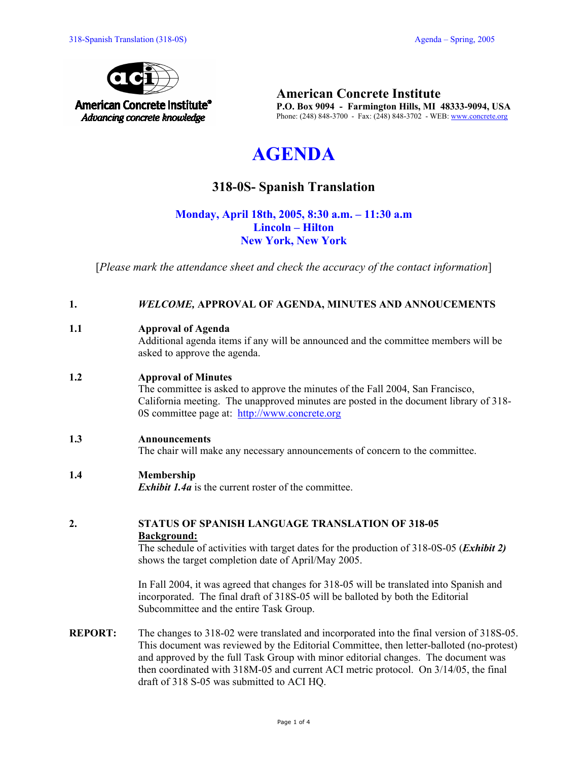**American Concrete Institute**
**P.O. Box 9094 - Farmington Hills, MI 48333-9094, USA**
Phone: (248) 848-3700 - Fax: (248) 848-3702 - WEB: www.concrete.org

# AGENDA

## 318-0S- Spanish Translation

**Monday, April 18th, 2005, 8:30 a.m. – 11:30 a.m**
**Lincoln – Hilton**
**New York, New York**

[*Please mark the attendance sheet and check the accuracy of the contact information*]

**1.** ***WELCOME,* APPROVAL OF AGENDA, MINUTES AND ANNOUCEMENTS**

**1.1 Approval of Agenda**
Additional agenda items if any will be announced and the committee members will be asked to approve the agenda.

**1.2 Approval of Minutes**
The committee is asked to approve the minutes of the Fall 2004, San Francisco, California meeting. The unapproved minutes are posted in the document library of 318-0S committee page at: http://www.concrete.org

**1.3 Announcements**
The chair will make any necessary announcements of concern to the committee.

**1.4 Membership**
***Exhibit 1.4a*** is the current roster of the committee.

**2. STATUS OF SPANISH LANGUAGE TRANSLATION OF 318-05**

**Background:**
The schedule of activities with target dates for the production of 318-0S-05 (***Exhibit 2)*** shows the target completion date of April/May 2005.

In Fall 2004, it was agreed that changes for 318-05 will be translated into Spanish and incorporated. The final draft of 318S-05 will be balloted by both the Editorial Subcommittee and the entire Task Group.

**REPORT:** The changes to 318-02 were translated and incorporated into the final version of 318S-05. This document was reviewed by the Editorial Committee, then letter-balloted (no-protest) and approved by the full Task Group with minor editorial changes. The document was then coordinated with 318M-05 and current ACI metric protocol. On 3/14/05, the final draft of 318 S-05 was submitted to ACI HQ.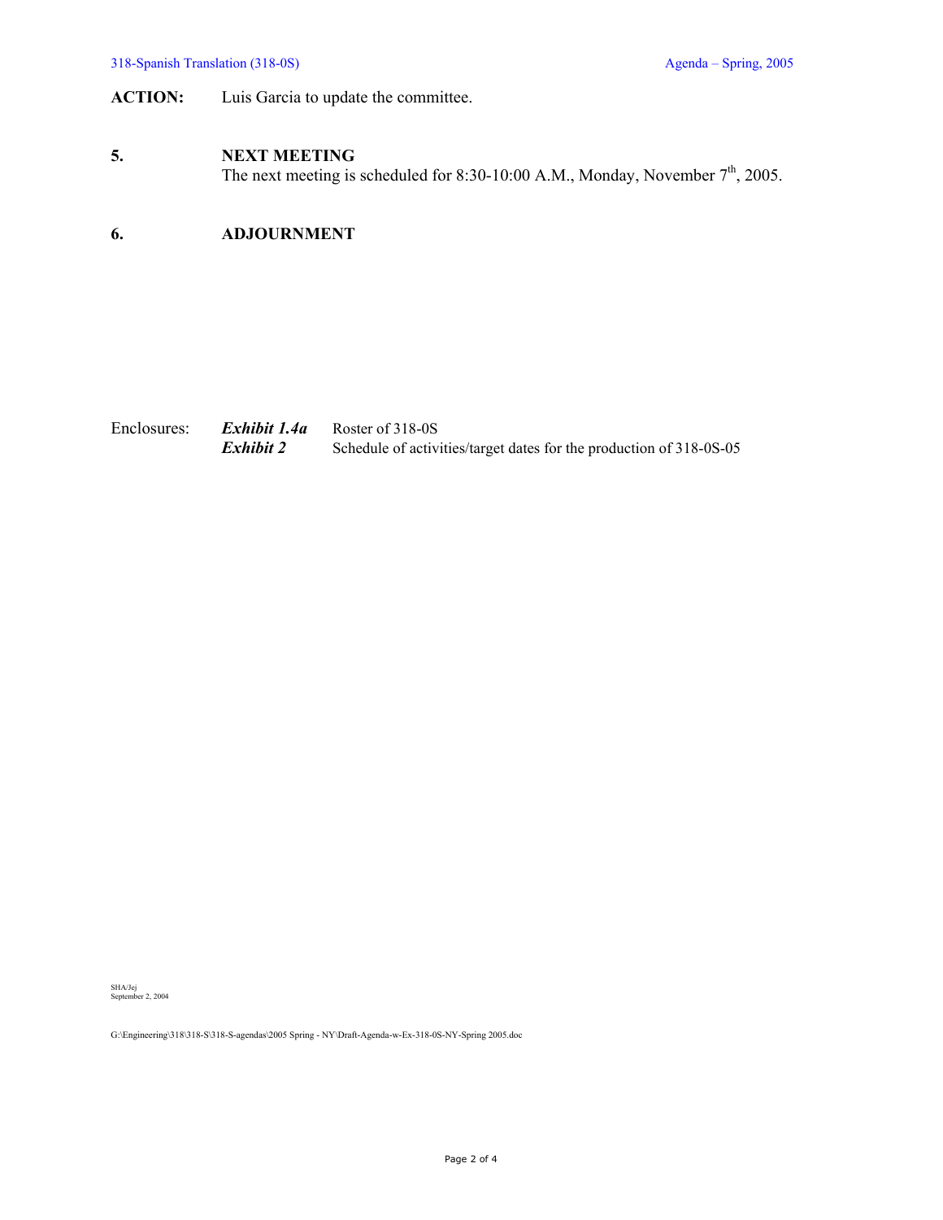**ACTION:** Luis Garcia to update the committee.

## 5. NEXT MEETING

The next meeting is scheduled for 8:30-10:00 A.M., Monday, November 7th, 2005.

## 6. ADJOURNMENT

Enclosures: ***Exhibit 1.4a*** Roster of 318-0S
***Exhibit 2*** Schedule of activities/target dates for the production of 318-0S-05

SHA/Jej
September 2, 2004

G:\Engineering\318\318-S\318-S-agendas\2005 Spring - NY\Draft-Agenda-w-Ex-318-0S-NY-Spring 2005.doc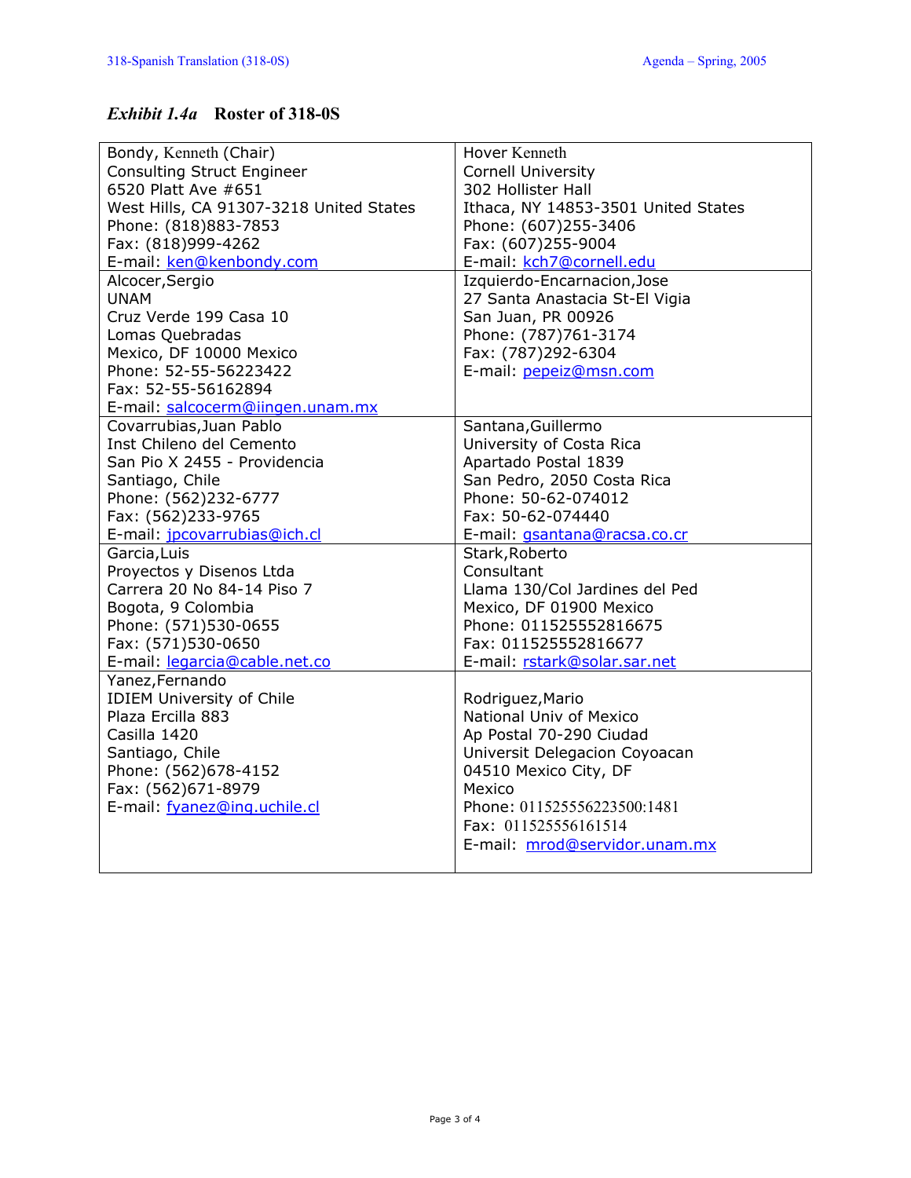### *Exhibit 1.4a* Roster of 318-0S

| | |
|---|---|
| Bondy, Kenneth (Chair)<br>Consulting Struct Engineer<br>6520 Platt Ave #651<br>West Hills, CA 91307-3218 United States<br>Phone: (818)883-7853<br>Fax: (818)999-4262<br>E-mail: ken@kenbondy.com | Hover Kenneth<br>Cornell University<br>302 Hollister Hall<br>Ithaca, NY 14853-3501 United States<br>Phone: (607)255-3406<br>Fax: (607)255-9004<br>E-mail: kch7@cornell.edu |
| Alcocer,Sergio<br>UNAM<br>Cruz Verde 199 Casa 10<br>Lomas Quebradas<br>Mexico, DF 10000 Mexico<br>Phone: 52-55-56223422<br>Fax: 52-55-56162894<br>E-mail: salcocerm@iingen.unam.mx | Izquierdo-Encarnacion,Jose<br>27 Santa Anastacia St-El Vigia<br>San Juan, PR 00926<br>Phone: (787)761-3174<br>Fax: (787)292-6304<br>E-mail: pepeiz@msn.com |
| Covarrubias,Juan Pablo<br>Inst Chileno del Cemento<br>San Pio X 2455 - Providencia<br>Santiago, Chile<br>Phone: (562)232-6777<br>Fax: (562)233-9765<br>E-mail: jpcovarrubias@ich.cl | Santana,Guillermo<br>University of Costa Rica<br>Apartado Postal 1839<br>San Pedro, 2050 Costa Rica<br>Phone: 50-62-074012<br>Fax: 50-62-074440<br>E-mail: gsantana@racsa.co.cr |
| Garcia,Luis<br>Proyectos y Disenos Ltda<br>Carrera 20 No 84-14 Piso 7<br>Bogota, 9 Colombia<br>Phone: (571)530-0655<br>Fax: (571)530-0650<br>E-mail: legarcia@cable.net.co | Stark,Roberto<br>Consultant<br>Llama 130/Col Jardines del Ped<br>Mexico, DF 01900 Mexico<br>Phone: 011525552816675<br>Fax: 011525552816677<br>E-mail: rstark@solar.sar.net |
| Yanez,Fernando<br>IDIEM University of Chile<br>Plaza Ercilla 883<br>Casilla 1420<br>Santiago, Chile<br>Phone: (562)678-4152<br>Fax: (562)671-8979<br>E-mail: fyanez@ing.uchile.cl | Rodriguez,Mario<br>National Univ of Mexico<br>Ap Postal 70-290 Ciudad<br>Universit Delegacion Coyoacan<br>04510 Mexico City, DF<br>Mexico<br>Phone: 011525556223500:1481<br>Fax: 011525556161514<br>E-mail: mrod@servidor.unam.mx |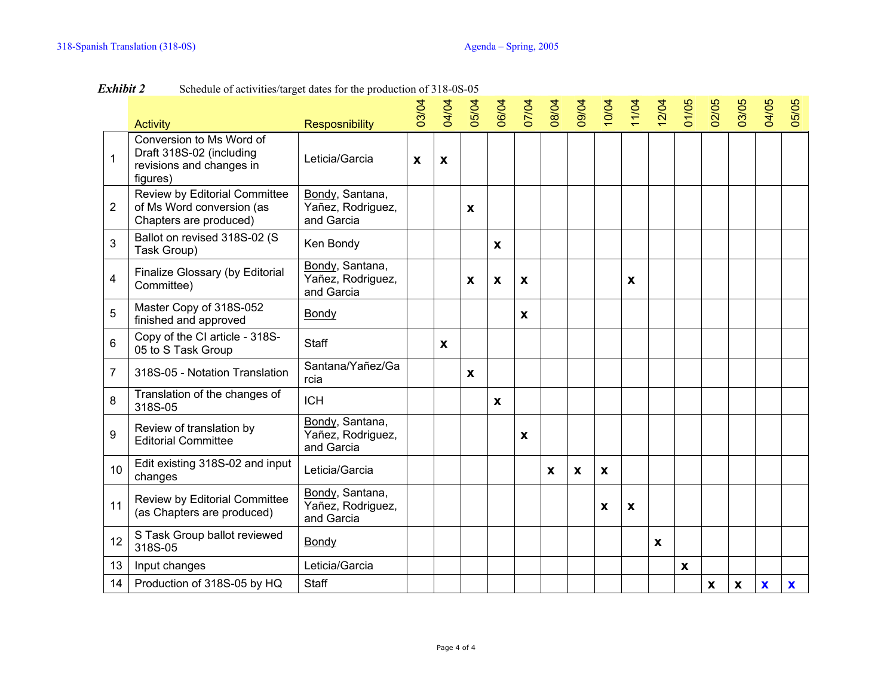***Exhibit 2*** Schedule of activities/target dates for the production of 318-0S-05

| | Activity | Resposnibility | 03/04 | 04/04 | 05/04 | 06/04 | 07/04 | 08/04 | 09/04 | 10/04 | 11/04 | 12/04 | 01/05 | 02/05 | 03/05 | 04/05 | 05/05 |
|---|---|---|---|---|---|---|---|---|---|---|---|---|---|---|---|---|---|
| 1 | Conversion to Ms Word of Draft 318S-02 (including revisions and changes in figures) | Leticia/Garcia | x | x | | | | | | | | | | | | | |
| 2 | Review by Editorial Committee of Ms Word conversion (as Chapters are produced) | Bondy, Santana, Yañez, Rodriguez, and Garcia | | | x | | | | | | | | | | | | |
| 3 | Ballot on revised 318S-02 (S Task Group) | Ken Bondy | | | | x | | | | | | | | | | | |
| 4 | Finalize Glossary (by Editorial Committee) | Bondy, Santana, Yañez, Rodriguez, and Garcia | | | x | x | x | | | | x | | | | | | |
| 5 | Master Copy of 318S-052 finished and approved | Bondy | | | | | x | | | | | | | | | | |
| 6 | Copy of the CI article - 318S-05 to S Task Group | Staff | | x | | | | | | | | | | | | | |
| 7 | 318S-05 - Notation Translation | Santana/Yañez/Garcia | | | x | | | | | | | | | | | | |
| 8 | Translation of the changes of 318S-05 | ICH | | | | x | | | | | | | | | | | |
| 9 | Review of translation by Editorial Committee | Bondy, Santana, Yañez, Rodriguez, and Garcia | | | | | x | | | | | | | | | | |
| 10 | Edit existing 318S-02 and input changes | Leticia/Garcia | | | | | | x | x | x | | | | | | | |
| 11 | Review by Editorial Committee (as Chapters are produced) | Bondy, Santana, Yañez, Rodriguez, and Garcia | | | | | | | | x | x | | | | | | |
| 12 | S Task Group ballot reviewed 318S-05 | Bondy | | | | | | | | | | x | | | | | |
| 13 | Input changes | Leticia/Garcia | | | | | | | | | | | x | | | | |
| 14 | Production of 318S-05 by HQ | Staff | | | | | | | | | | | | x | x | x | x |